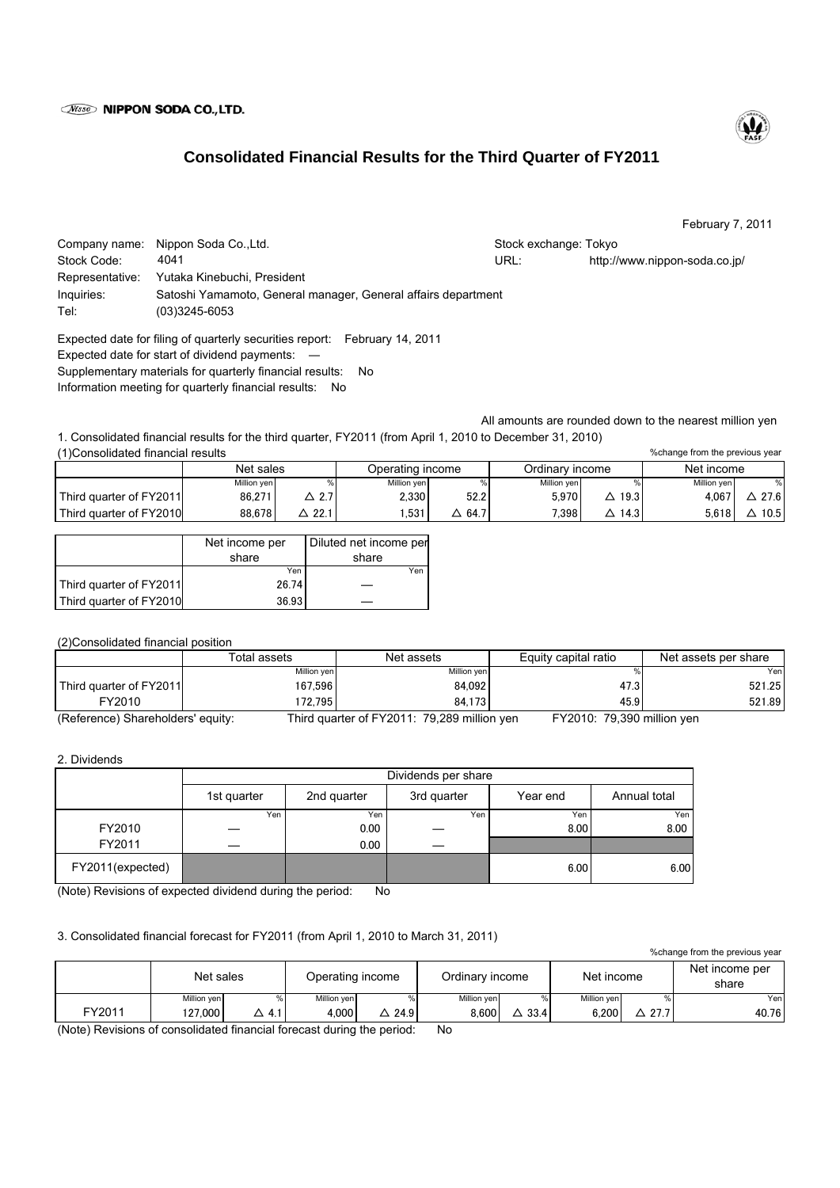NIPPON SODA CO.,LTD.

# Consolidated Financial Results for the Third Quarter of FY2011

February 7, 2011

Company name: Nippon Soda Co.,Ltd.
Stock exchange: Tokyo
Stock Code: 4041
URL: http://www.nippon-soda.co.jp/
Representative: Yutaka Kinebuchi, President
Inquiries: Satoshi Yamamoto, General manager, General affairs department
Tel: (03)3245-6053

Expected date for filing of quarterly securities report: February 14, 2011
Expected date for start of dividend payments: —
Supplementary materials for quarterly financial results: No
Information meeting for quarterly financial results: No

All amounts are rounded down to the nearest million yen

1. Consolidated financial results for the third quarter, FY2011 (from April 1, 2010 to December 31, 2010)

(1)Consolidated financial results

%change from the previous year

| | Net sales | | Operating income | | Ordinary income | | Net income | |
|---|---|---|---|---|---|---|---|---|
| | Million yen | % | Million yen | % | Million yen | % | Million yen | % |
| Third quarter of FY2011 | 86,271 | △ 2.7 | 2,330 | 52.2 | 5,970 | △ 19.3 | 4,067 | △ 27.6 |
| Third quarter of FY2010 | 88,678 | △ 22.1 | 1,531 | △ 64.7 | 7,398 | △ 14.3 | 5,618 | △ 10.5 |

| | Net income per share | Diluted net income per share |
|---|---|---|
| | Yen | Yen |
| Third quarter of FY2011 | 26.74 | — |
| Third quarter of FY2010 | 36.93 | — |

(2)Consolidated financial position

| | Total assets | Net assets | Equity capital ratio | Net assets per share |
|---|---|---|---|---|
| | Million yen | Million yen | % | Yen |
| Third quarter of FY2011 | 167,596 | 84,092 | 47.3 | 521.25 |
| FY2010 | 172,795 | 84,173 | 45.9 | 521.89 |

(Reference) Shareholders' equity: Third quarter of FY2011: 79,289 million yen FY2010: 79,390 million yen

2. Dividends

| | Dividends per share | | | | |
|---|---|---|---|---|---|
| | 1st quarter | 2nd quarter | 3rd quarter | Year end | Annual total |
| | Yen | Yen | Yen | Yen | Yen |
| FY2010 | — | 0.00 | — | 8.00 | 8.00 |
| FY2011 | — | 0.00 | — | | |
| FY2011(expected) | | | | 6.00 | 6.00 |

(Note) Revisions of expected dividend during the period: No

3. Consolidated financial forecast for FY2011 (from April 1, 2010 to March 31, 2011)

%change from the previous year

| | Net sales | | Operating income | | Ordinary income | | Net income | | Net income per share |
|---|---|---|---|---|---|---|---|---|---|
| | Million yen | % | Million yen | % | Million yen | % | Million yen | % | Yen |
| FY2011 | 127,000 | △ 4.1 | 4,000 | △ 24.9 | 8,600 | △ 33.4 | 6,200 | △ 27.7 | 40.76 |

(Note) Revisions of consolidated financial forecast during the period: No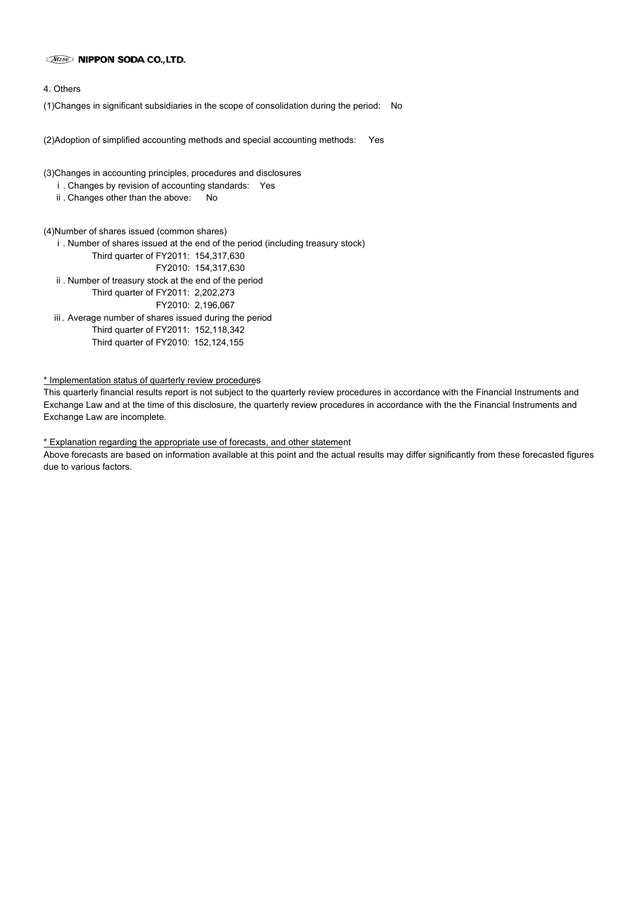4. Others

(1)Changes in significant subsidiaries in the scope of consolidation during the period:　No

(2)Adoption of simplified accounting methods and special accounting methods:　Yes

(3)Changes in accounting principles, procedures and disclosures

ⅰ. Changes by revision of accounting standards:　Yes

ⅱ. Changes other than the above:　No

(4)Number of shares issued (common shares)

ⅰ. Number of shares issued at the end of the period (including treasury stock)

Third quarter of FY2011:  154,317,630

FY2010:  154,317,630

ⅱ. Number of treasury stock at the end of the period

Third quarter of FY2011:  2,202,273

FY2010:  2,196,067

ⅲ. Average number of shares issued during the period

Third quarter of FY2011:  152,118,342

Third quarter of FY2010:  152,124,155

* Implementation status of quarterly review procedures

This quarterly financial results report is not subject to the quarterly review procedures in accordance with the Financial Instruments and Exchange Law and at the time of this disclosure, the quarterly review procedures in accordance with the the Financial Instruments and Exchange Law are incomplete.

* Explanation regarding the appropriate use of forecasts, and other statement

Above forecasts are based on information available at this point and the actual results may differ significantly from these forecasted figures due to various factors.